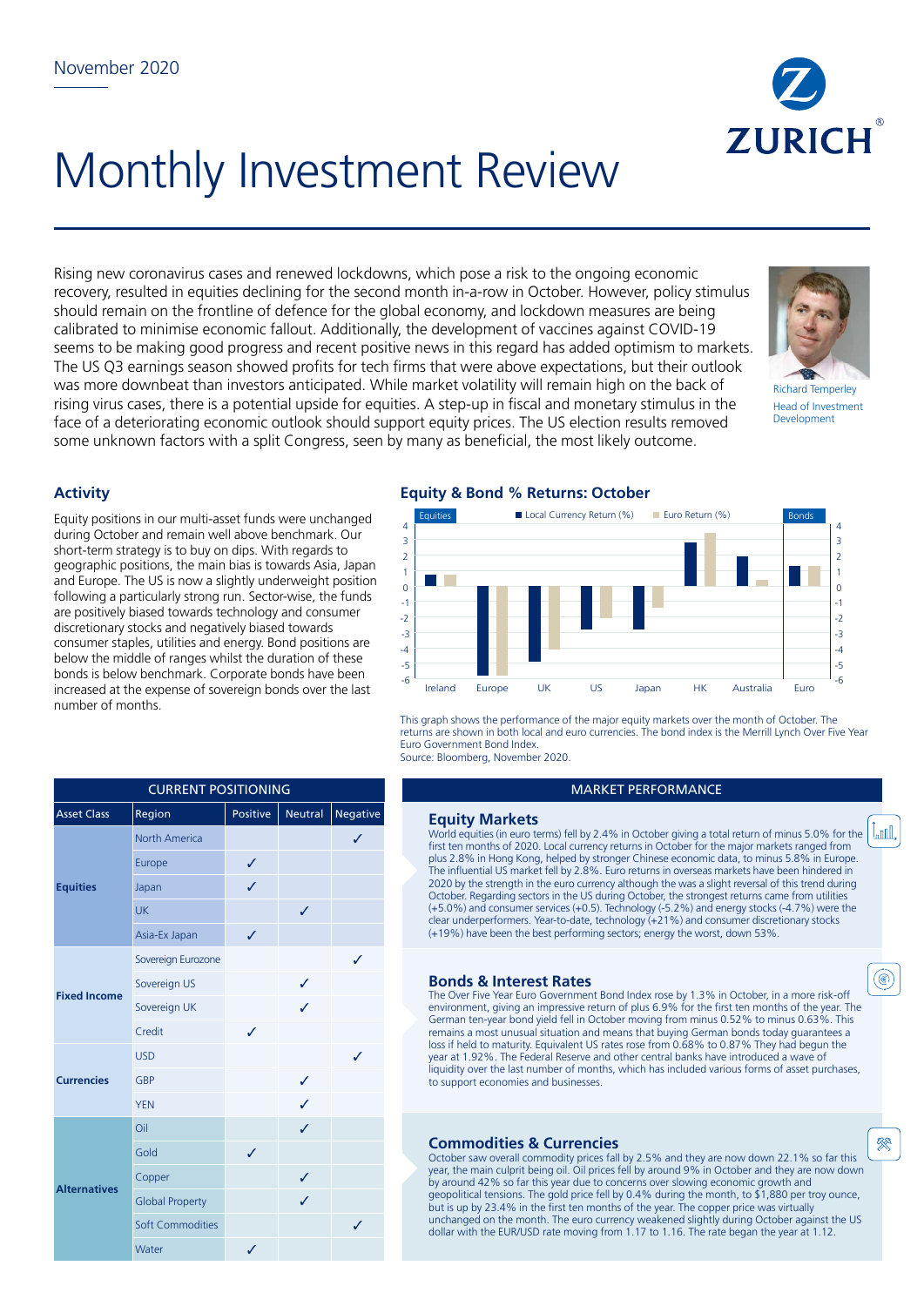November 2020

# Monthly Investment Review

Rising new coronavirus cases and renewed lockdowns, which pose a risk to the ongoing economic recovery, resulted in equities declining for the second month in-a-row in October. However, policy stimulus should remain on the frontline of defence for the global economy, and lockdown measures are being calibrated to minimise economic fallout. Additionally, the development of vaccines against COVID-19 seems to be making good progress and recent positive news in this regard has added optimism to markets. The US Q3 earnings season showed profits for tech firms that were above expectations, but their outlook was more downbeat than investors anticipated. While market volatility will remain high on the back of rising virus cases, there is a potential upside for equities. A step-up in fiscal and monetary stimulus in the face of a deteriorating economic outlook should support equity prices. The US election results removed some unknown factors with a split Congress, seen by many as beneficial, the most likely outcome.

Richard Temperley
Head of Investment Development

## Activity

Equity positions in our multi-asset funds were unchanged during October and remain well above benchmark. Our short-term strategy is to buy on dips. With regards to geographic positions, the main bias is towards Asia, Japan and Europe. The US is now a slightly underweight position following a particularly strong run. Sector-wise, the funds are positively biased towards technology and consumer discretionary stocks and negatively biased towards consumer staples, utilities and energy. Bond positions are below the middle of ranges whilst the duration of these bonds is below benchmark. Corporate bonds have been increased at the expense of sovereign bonds over the last number of months.

## Equity & Bond % Returns: October

This graph shows the performance of the major equity markets over the month of October. The returns are shown in both local and euro currencies. The bond index is the Merrill Lynch Over Five Year Euro Government Bond Index.
Source: Bloomberg, November 2020.

## CURRENT POSITIONING

| Asset Class | Region | Positive | Neutral | Negative |
|---|---|---|---|---|
| Equities | North America | | | ✓ |
| | Europe | ✓ | | |
| | Japan | ✓ | | |
| | UK | | ✓ | |
| | Asia-Ex Japan | ✓ | | |
| Fixed Income | Sovereign Eurozone | | | ✓ |
| | Sovereign US | | ✓ | |
| | Sovereign UK | | ✓ | |
| | Credit | ✓ | | |
| Currencies | USD | | | ✓ |
| | GBP | | ✓ | |
| | YEN | | ✓ | |
| Alternatives | Oil | | ✓ | |
| | Gold | ✓ | | |
| | Copper | | ✓ | |
| | Global Property | | ✓ | |
| | Soft Commodities | | | ✓ |
| | Water | ✓ | | |

## MARKET PERFORMANCE

### Equity Markets

World equities (in euro terms) fell by 2.4% in October giving a total return of minus 5.0% for the first ten months of 2020. Local currency returns in October for the major markets ranged from plus 2.8% in Hong Kong, helped by stronger Chinese economic data, to minus 5.8% in Europe. The influential US market fell by 2.8%. Euro returns in overseas markets have been hindered in 2020 by the strength in the euro currency although the was a slight reversal of this trend during October. Regarding sectors in the US during October, the strongest returns came from utilities (+5.0%) and consumer services (+0.5). Technology (-5.2%) and energy stocks (-4.7%) were the clear underperformers. Year-to-date, technology (+21%) and consumer discretionary stocks (+19%) have been the best performing sectors; energy the worst, down 53%.

### Bonds & Interest Rates

The Over Five Year Euro Government Bond Index rose by 1.3% in October, in a more risk-off environment, giving an impressive return of plus 6.9% for the first ten months of the year. The German ten-year bond yield fell in October moving from minus 0.52% to minus 0.63%. This remains a most unusual situation and means that buying German bonds today guarantees a loss if held to maturity. Equivalent US rates rose from 0.68% to 0.87% They had begun the year at 1.92%. The Federal Reserve and other central banks have introduced a wave of liquidity over the last number of months, which has included various forms of asset purchases, to support economies and businesses.

### Commodities & Currencies

October saw overall commodity prices fall by 2.5% and they are now down 22.1% so far this year, the main culprit being oil. Oil prices fell by around 9% in October and they are now down by around 42% so far this year due to concerns over slowing economic growth and geopolitical tensions. The gold price fell by 0.4% during the month, to $1,880 per troy ounce, but is up by 23.4% in the first ten months of the year. The copper price was virtually unchanged on the month. The euro currency weakened slightly during October against the US dollar with the EUR/USD rate moving from 1.17 to 1.16. The rate began the year at 1.12.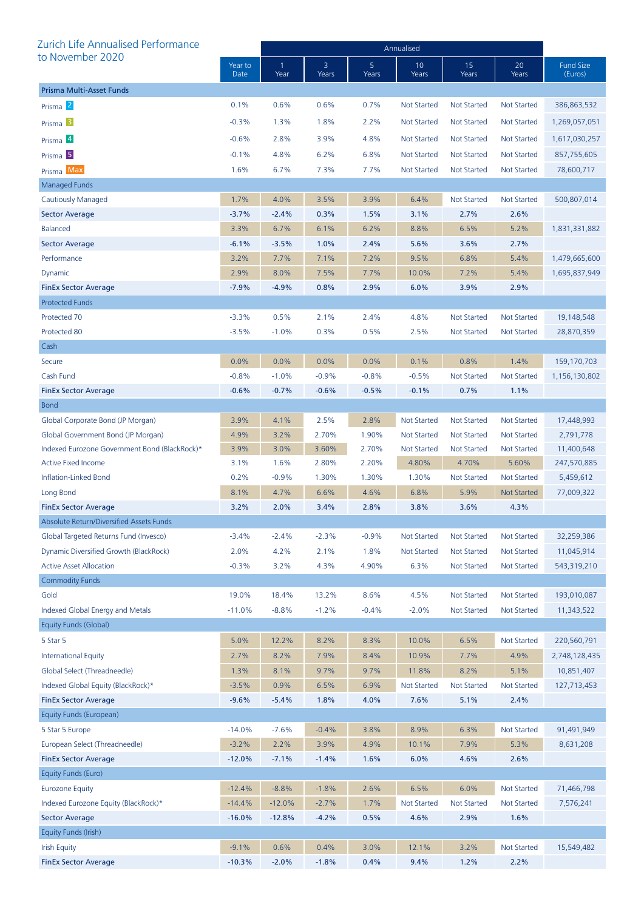## Zurich Life Annualised Performance to November 2020

| | Year to Date | Annualised | | | | | | Fund Size (Euros) |
|---|---|---|---|---|---|---|---|---|
| | | 1 Year | 3 Years | 5 Years | 10 Years | 15 Years | 20 Years | |
| **Prisma Multi-Asset Funds** | | | | | | | | |
| Prisma 2 | 0.1% | 0.6% | 0.6% | 0.7% | Not Started | Not Started | Not Started | 386,863,532 |
| Prisma 3 | -0.3% | 1.3% | 1.8% | 2.2% | Not Started | Not Started | Not Started | 1,269,057,051 |
| Prisma 4 | -0.6% | 2.8% | 3.9% | 4.8% | Not Started | Not Started | Not Started | 1,617,030,257 |
| Prisma 5 | -0.1% | 4.8% | 6.2% | 6.8% | Not Started | Not Started | Not Started | 857,755,605 |
| Prisma Max | 1.6% | 6.7% | 7.3% | 7.7% | Not Started | Not Started | Not Started | 78,600,717 |
| Managed Funds | | | | | | | | |
| Cautiously Managed | 1.7% | 4.0% | 3.5% | 3.9% | 6.4% | Not Started | Not Started | 500,807,014 |
| **Sector Average** | **-3.7%** | **-2.4%** | **0.3%** | **1.5%** | **3.1%** | **2.7%** | **2.6%** | |
| Balanced | 3.3% | 6.7% | 6.1% | 6.2% | 8.8% | 6.5% | 5.2% | 1,831,331,882 |
| **Sector Average** | **-6.1%** | **-3.5%** | **1.0%** | **2.4%** | **5.6%** | **3.6%** | **2.7%** | |
| Performance | 3.2% | 7.7% | 7.1% | 7.2% | 9.5% | 6.8% | 5.4% | 1,479,665,600 |
| Dynamic | 2.9% | 8.0% | 7.5% | 7.7% | 10.0% | 7.2% | 5.4% | 1,695,837,949 |
| **FinEx Sector Average** | **-7.9%** | **-4.9%** | **0.8%** | **2.9%** | **6.0%** | **3.9%** | **2.9%** | |
| Protected Funds | | | | | | | | |
| Protected 70 | -3.3% | 0.5% | 2.1% | 2.4% | 4.8% | Not Started | Not Started | 19,148,548 |
| Protected 80 | -3.5% | -1.0% | 0.3% | 0.5% | 2.5% | Not Started | Not Started | 28,870,359 |
| Cash | | | | | | | | |
| Secure | 0.0% | 0.0% | 0.0% | 0.0% | 0.1% | 0.8% | 1.4% | 159,170,703 |
| Cash Fund | -0.8% | -1.0% | -0.9% | -0.8% | -0.5% | Not Started | Not Started | 1,156,130,802 |
| **FinEx Sector Average** | **-0.6%** | **-0.7%** | **-0.6%** | **-0.5%** | **-0.1%** | **0.7%** | **1.1%** | |
| Bond | | | | | | | | |
| Global Corporate Bond (JP Morgan) | 3.9% | 4.1% | 2.5% | 2.8% | Not Started | Not Started | Not Started | 17,448,993 |
| Global Government Bond (JP Morgan) | 4.9% | 3.2% | 2.70% | 1.90% | Not Started | Not Started | Not Started | 2,791,778 |
| Indexed Eurozone Government Bond (BlackRock)* | 3.9% | 3.0% | 3.60% | 2.70% | Not Started | Not Started | Not Started | 11,400,648 |
| Active Fixed Income | 3.1% | 1.6% | 2.80% | 2.20% | 4.80% | 4.70% | 5.60% | 247,570,885 |
| Inflation-Linked Bond | 0.2% | -0.9% | 1.30% | 1.30% | 1.30% | Not Started | Not Started | 5,459,612 |
| Long Bond | 8.1% | 4.7% | 6.6% | 4.6% | 6.8% | 5.9% | Not Started | 77,009,322 |
| **FinEx Sector Average** | **3.2%** | **2.0%** | **3.4%** | **2.8%** | **3.8%** | **3.6%** | **4.3%** | |
| Absolute Return/Diversified Assets Funds | | | | | | | | |
| Global Targeted Returns Fund (Invesco) | -3.4% | -2.4% | -2.3% | -0.9% | Not Started | Not Started | Not Started | 32,259,386 |
| Dynamic Diversified Growth (BlackRock) | 2.0% | 4.2% | 2.1% | 1.8% | Not Started | Not Started | Not Started | 11,045,914 |
| Active Asset Allocation | -0.3% | 3.2% | 4.3% | 4.90% | 6.3% | Not Started | Not Started | 543,319,210 |
| Commodity Funds | | | | | | | | |
| Gold | 19.0% | 18.4% | 13.2% | 8.6% | 4.5% | Not Started | Not Started | 193,010,087 |
| Indexed Global Energy and Metals | -11.0% | -8.8% | -1.2% | -0.4% | -2.0% | Not Started | Not Started | 11,343,522 |
| Equity Funds (Global) | | | | | | | | |
| 5 Star 5 | 5.0% | 12.2% | 8.2% | 8.3% | 10.0% | 6.5% | Not Started | 220,560,791 |
| International Equity | 2.7% | 8.2% | 7.9% | 8.4% | 10.9% | 7.7% | 4.9% | 2,748,128,435 |
| Global Select (Threadneedle) | 1.3% | 8.1% | 9.7% | 9.7% | 11.8% | 8.2% | 5.1% | 10,851,407 |
| Indexed Global Equity (BlackRock)* | -3.5% | 0.9% | 6.5% | 6.9% | Not Started | Not Started | Not Started | 127,713,453 |
| **FinEx Sector Average** | **-9.6%** | **-5.4%** | **1.8%** | **4.0%** | **7.6%** | **5.1%** | **2.4%** | |
| Equity Funds (European) | | | | | | | | |
| 5 Star 5 Europe | -14.0% | -7.6% | -0.4% | 3.8% | 8.9% | 6.3% | Not Started | 91,491,949 |
| European Select (Threadneedle) | -3.2% | 2.2% | 3.9% | 4.9% | 10.1% | 7.9% | 5.3% | 8,631,208 |
| **FinEx Sector Average** | **-12.0%** | **-7.1%** | **-1.4%** | **1.6%** | **6.0%** | **4.6%** | **2.6%** | |
| Equity Funds (Euro) | | | | | | | | |
| Eurozone Equity | -12.4% | -8.8% | -1.8% | 2.6% | 6.5% | 6.0% | Not Started | 71,466,798 |
| Indexed Eurozone Equity (BlackRock)* | -14.4% | -12.0% | -2.7% | 1.7% | Not Started | Not Started | Not Started | 7,576,241 |
| **Sector Average** | **-16.0%** | **-12.8%** | **-4.2%** | **0.5%** | **4.6%** | **2.9%** | **1.6%** | |
| Equity Funds (Irish) | | | | | | | | |
| Irish Equity | -9.1% | 0.6% | 0.4% | 3.0% | 12.1% | 3.2% | Not Started | 15,549,482 |
| **FinEx Sector Average** | **-10.3%** | **-2.0%** | **-1.8%** | **0.4%** | **9.4%** | **1.2%** | **2.2%** | |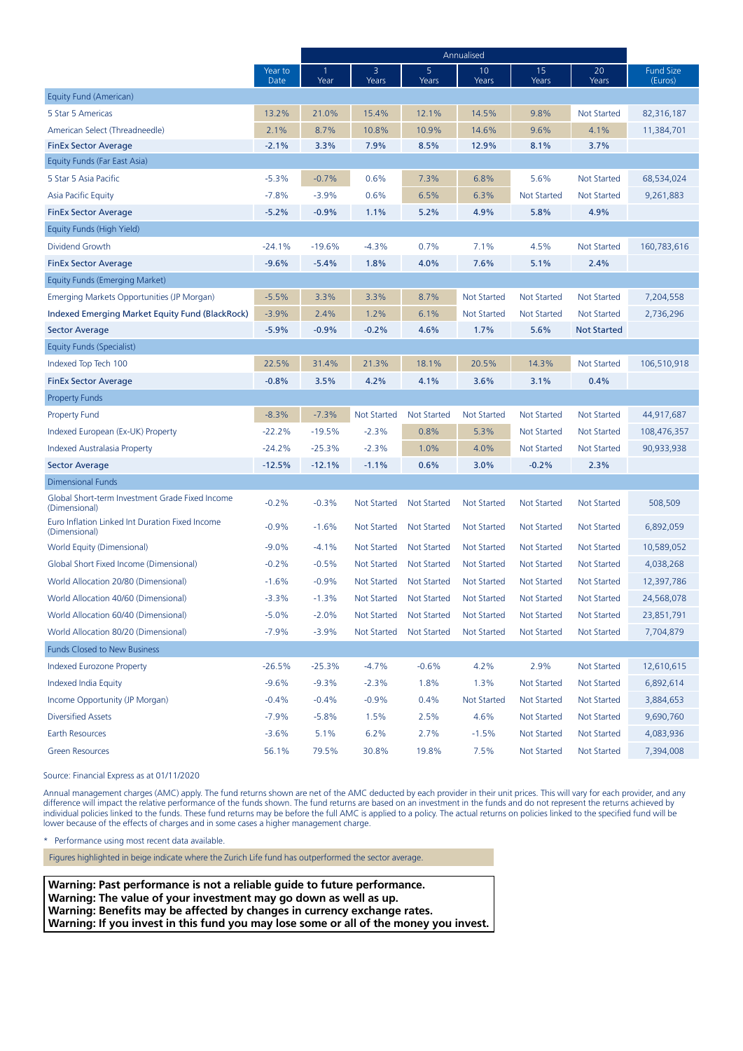| | Year to Date | Annualised | | | | | | Fund Size (Euros) |
|---|---|---|---|---|---|---|---|---|
| | | 1 Year | 3 Years | 5 Years | 10 Years | 15 Years | 20 Years | |
| Equity Fund (American) | | | | | | | | |
| 5 Star 5 Americas | 13.2% | 21.0% | 15.4% | 12.1% | 14.5% | 9.8% | Not Started | 82,316,187 |
| American Select (Threadneedle) | 2.1% | 8.7% | 10.8% | 10.9% | 14.6% | 9.6% | 4.1% | 11,384,701 |
| **FinEx Sector Average** | **-2.1%** | **3.3%** | **7.9%** | **8.5%** | **12.9%** | **8.1%** | **3.7%** | |
| Equity Funds (Far East Asia) | | | | | | | | |
| 5 Star 5 Asia Pacific | -5.3% | -0.7% | 0.6% | 7.3% | 6.8% | 5.6% | Not Started | 68,534,024 |
| Asia Pacific Equity | -7.8% | -3.9% | 0.6% | 6.5% | 6.3% | Not Started | Not Started | 9,261,883 |
| **FinEx Sector Average** | **-5.2%** | **-0.9%** | **1.1%** | **5.2%** | **4.9%** | **5.8%** | **4.9%** | |
| Equity Funds (High Yield) | | | | | | | | |
| Dividend Growth | -24.1% | -19.6% | -4.3% | 0.7% | 7.1% | 4.5% | Not Started | 160,783,616 |
| **FinEx Sector Average** | **-9.6%** | **-5.4%** | **1.8%** | **4.0%** | **7.6%** | **5.1%** | **2.4%** | |
| Equity Funds (Emerging Market) | | | | | | | | |
| Emerging Markets Opportunities (JP Morgan) | -5.5% | 3.3% | 3.3% | 8.7% | Not Started | Not Started | Not Started | 7,204,558 |
| Indexed Emerging Market Equity Fund (BlackRock) | -3.9% | 2.4% | 1.2% | 6.1% | Not Started | Not Started | Not Started | 2,736,296 |
| **Sector Average** | **-5.9%** | **-0.9%** | **-0.2%** | **4.6%** | **1.7%** | **5.6%** | **Not Started** | |
| Equity Funds (Specialist) | | | | | | | | |
| Indexed Top Tech 100 | 22.5% | 31.4% | 21.3% | 18.1% | 20.5% | 14.3% | Not Started | 106,510,918 |
| **FinEx Sector Average** | **-0.8%** | **3.5%** | **4.2%** | **4.1%** | **3.6%** | **3.1%** | **0.4%** | |
| Property Funds | | | | | | | | |
| Property Fund | -8.3% | -7.3% | Not Started | Not Started | Not Started | Not Started | Not Started | 44,917,687 |
| Indexed European (Ex-UK) Property | -22.2% | -19.5% | -2.3% | 0.8% | 5.3% | Not Started | Not Started | 108,476,357 |
| Indexed Australasia Property | -24.2% | -25.3% | -2.3% | 1.0% | 4.0% | Not Started | Not Started | 90,933,938 |
| **Sector Average** | **-12.5%** | **-12.1%** | **-1.1%** | **0.6%** | **3.0%** | **-0.2%** | **2.3%** | |
| Dimensional Funds | | | | | | | | |
| Global Short-term Investment Grade Fixed Income (Dimensional) | -0.2% | -0.3% | Not Started | Not Started | Not Started | Not Started | Not Started | 508,509 |
| Euro Inflation Linked Int Duration Fixed Income (Dimensional) | -0.9% | -1.6% | Not Started | Not Started | Not Started | Not Started | Not Started | 6,892,059 |
| World Equity (Dimensional) | -9.0% | -4.1% | Not Started | Not Started | Not Started | Not Started | Not Started | 10,589,052 |
| Global Short Fixed Income (Dimensional) | -0.2% | -0.5% | Not Started | Not Started | Not Started | Not Started | Not Started | 4,038,268 |
| World Allocation 20/80 (Dimensional) | -1.6% | -0.9% | Not Started | Not Started | Not Started | Not Started | Not Started | 12,397,786 |
| World Allocation 40/60 (Dimensional) | -3.3% | -1.3% | Not Started | Not Started | Not Started | Not Started | Not Started | 24,568,078 |
| World Allocation 60/40 (Dimensional) | -5.0% | -2.0% | Not Started | Not Started | Not Started | Not Started | Not Started | 23,851,791 |
| World Allocation 80/20 (Dimensional) | -7.9% | -3.9% | Not Started | Not Started | Not Started | Not Started | Not Started | 7,704,879 |
| Funds Closed to New Business | | | | | | | | |
| Indexed Eurozone Property | -26.5% | -25.3% | -4.7% | -0.6% | 4.2% | 2.9% | Not Started | 12,610,615 |
| Indexed India Equity | -9.6% | -9.3% | -2.3% | 1.8% | 1.3% | Not Started | Not Started | 6,892,614 |
| Income Opportunity (JP Morgan) | -0.4% | -0.4% | -0.9% | 0.4% | Not Started | Not Started | Not Started | 3,884,653 |
| Diversified Assets | -7.9% | -5.8% | 1.5% | 2.5% | 4.6% | Not Started | Not Started | 9,690,760 |
| Earth Resources | -3.6% | 5.1% | 6.2% | 2.7% | -1.5% | Not Started | Not Started | 4,083,936 |
| Green Resources | 56.1% | 79.5% | 30.8% | 19.8% | 7.5% | Not Started | Not Started | 7,394,008 |

Source: Financial Express as at 01/11/2020

Annual management charges (AMC) apply. The fund returns shown are net of the AMC deducted by each provider in their unit prices. This will vary for each provider, and any difference will impact the relative performance of the funds shown. The fund returns are based on an investment in the funds and do not represent the returns achieved by individual policies linked to the funds. These fund returns may be before the full AMC is applied to a policy. The actual returns on policies linked to the specified fund will be lower because of the effects of charges and in some cases a higher management charge.

\* Performance using most recent data available.

Figures highlighted in beige indicate where the Zurich Life fund has outperformed the sector average.

**Warning: Past performance is not a reliable guide to future performance.**
**Warning: The value of your investment may go down as well as up.**
**Warning: Benefits may be affected by changes in currency exchange rates.**
**Warning: If you invest in this fund you may lose some or all of the money you invest.**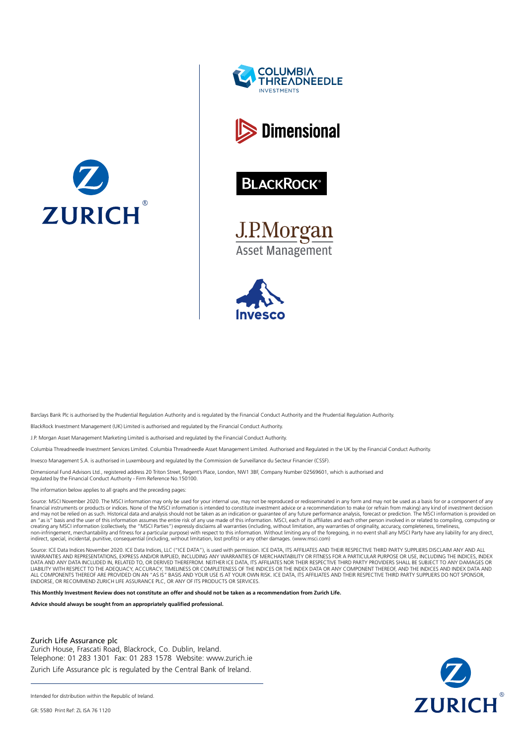Barclays Bank Plc is authorised by the Prudential Regulation Authority and is regulated by the Financial Conduct Authority and the Prudential Regulation Authority.

BlackRock Investment Management (UK) Limited is authorised and regulated by the Financial Conduct Authority.

J.P. Morgan Asset Management Marketing Limited is authorised and regulated by the Financial Conduct Authority.

Columbia Threadneedle Investment Services Limited. Columbia Threadneedle Asset Management Limited. Authorised and Regulated in the UK by the Financial Conduct Authority.

Invesco Management S.A. is authorised in Luxembourg and regulated by the Commission de Surveillance du Secteur Financier (CSSF).

Dimensional Fund Advisors Ltd., registered address 20 Triton Street, Regent's Place, London, NW1 3BF, Company Number 02569601, which is authorised and regulated by the Financial Conduct Authority - Firm Reference No.150100.

The information below applies to all graphs and the preceding pages:

Source: MSCI November 2020. The MSCI information may only be used for your internal use, may not be reproduced or redisseminated in any form and may not be used as a basis for or a component of any financial instruments or products or indices. None of the MSCI information is intended to constitute investment advice or a recommendation to make (or refrain from making) any kind of investment decision and may not be relied on as such. Historical data and analysis should not be taken as an indication or guarantee of any future performance analysis, forecast or prediction. The MSCI information is provided on an "as is" basis and the user of this information assumes the entire risk of any use made of this information. MSCI, each of its affiliates and each other person involved in or related to compiling, computing or creating any MSCI information (collectively, the "MSCI Parties") expressly disclaims all warranties (including, without limitation, any warranties of originality, accuracy, completeness, timeliness, non-infringement, merchantability and fitness for a particular purpose) with respect to this information. Without limiting any of the foregoing, in no event shall any MSCI Party have any liability for any direct, indirect, special, incidental, punitive, consequential (including, without limitation, lost profits) or any other damages. (www.msci.com)

Source: ICE Data Indices November 2020. ICE Data Indices, LLC ("ICE DATA"), is used with permission. ICE DATA, ITS AFFILIATES AND THEIR RESPECTIVE THIRD PARTY SUPPLIERS DISCLAIM ANY AND ALL WARRANTIES AND REPRESENTATIONS, EXPRESS AND/OR IMPLIED, INCLUDING ANY WARRANTIES OF MERCHANTABILITY OR FITNESS FOR A PARTICULAR PURPOSE OR USE, INCLUDING THE INDICES, INDEX DATA AND ANY DATA INCLUDED IN, RELATED TO, OR DERIVED THEREFROM. NEITHER ICE DATA, ITS AFFILIATES NOR THEIR RESPECTIVE THIRD PARTY PROVIDERS SHALL BE SUBJECT TO ANY DAMAGES OR LIABILITY WITH RESPECT TO THE ADEQUACY, ACCURACY, TIMELINESS OR COMPLETENESS OF THE INDICES OR THE INDEX DATA OR ANY COMPONENT THEREOF, AND THE INDICES AND INDEX DATA AND ALL COMPONENTS THEREOF ARE PROVIDED ON AN "AS IS" BASIS AND YOUR USE IS AT YOUR OWN RISK. ICE DATA, ITS AFFILIATES AND THEIR RESPECTIVE THIRD PARTY SUPPLIERS DO NOT SPONSOR, ENDORSE, OR RECOMMEND ZURICH LIFE ASSURANCE PLC, OR ANY OF ITS PRODUCTS OR SERVICES.

**This Monthly Investment Review does not constitute an offer and should not be taken as a recommendation from Zurich Life.**

**Advice should always be sought from an appropriately qualified professional.**

Zurich Life Assurance plc
Zurich House, Frascati Road, Blackrock, Co. Dublin, Ireland.
Telephone: 01 283 1301 Fax: 01 283 1578 Website: www.zurich.ie
Zurich Life Assurance plc is regulated by the Central Bank of Ireland.

Intended for distribution within the Republic of Ireland.

GR: 5580 Print Ref: ZL ISA 76 1120